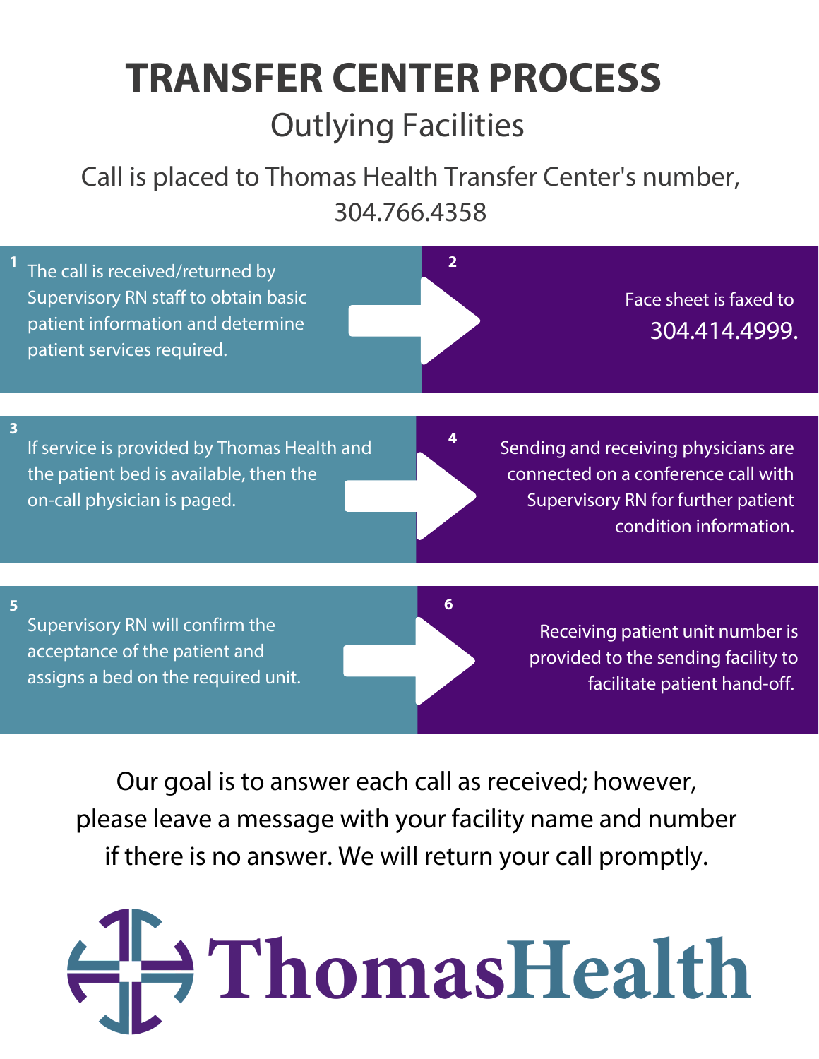# TRANSFER CENTER PROCESS

## Outlying Facilities

Call is placed to Thomas Health Transfer Center's number, 304.766.4358

1. The call is received/returned by Supervisory RN staff to obtain basic patient information and determine patient services required.
2. Face sheet is faxed to 304.414.4999.
3. If service is provided by Thomas Health and the patient bed is available, then the on-call physician is paged.
4. Sending and receiving physicians are connected on a conference call with Supervisory RN for further patient condition information.
5. Supervisory RN will confirm the acceptance of the patient and assigns a bed on the required unit.
6. Receiving patient unit number is provided to the sending facility to facilitate patient hand-off.

Our goal is to answer each call as received; however, please leave a message with your facility name and number if there is no answer. We will return your call promptly.

ThomasHealth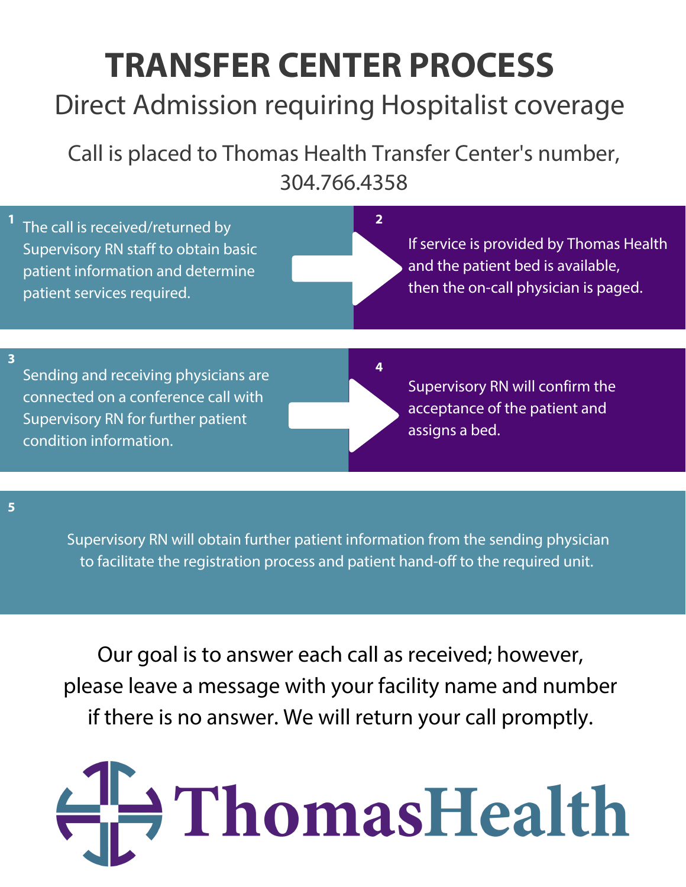# TRANSFER CENTER PROCESS

## Direct Admission requiring Hospitalist coverage

Call is placed to Thomas Health Transfer Center's number, 304.766.4358

1. The call is received/returned by Supervisory RN staff to obtain basic patient information and determine patient services required.

2. If service is provided by Thomas Health and the patient bed is available, then the on-call physician is paged.

3. Sending and receiving physicians are connected on a conference call with Supervisory RN for further patient condition information.

4. Supervisory RN will confirm the acceptance of the patient and assigns a bed.

5. Supervisory RN will obtain further patient information from the sending physician to facilitate the registration process and patient hand-off to the required unit.

Our goal is to answer each call as received; however, please leave a message with your facility name and number if there is no answer. We will return your call promptly.

ThomasHealth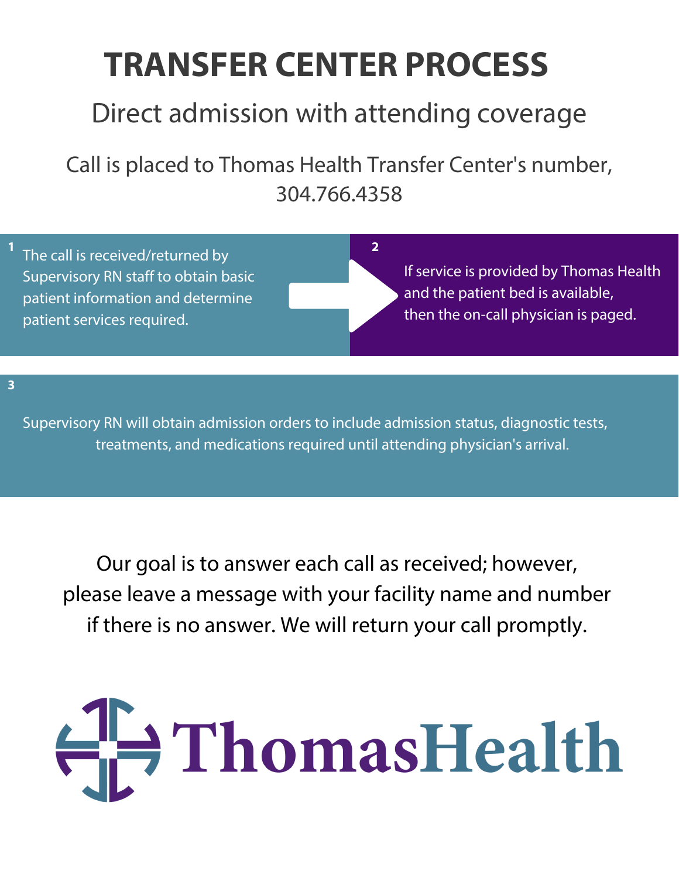# TRANSFER CENTER PROCESS

## Direct admission with attending coverage

Call is placed to Thomas Health Transfer Center's number, 304.766.4358

1. The call is received/returned by Supervisory RN staff to obtain basic patient information and determine patient services required.

2. If service is provided by Thomas Health and the patient bed is available, then the on-call physician is paged.

3. Supervisory RN will obtain admission orders to include admission status, diagnostic tests, treatments, and medications required until attending physician's arrival.

Our goal is to answer each call as received; however, please leave a message with your facility name and number if there is no answer. We will return your call promptly.

ThomasHealth